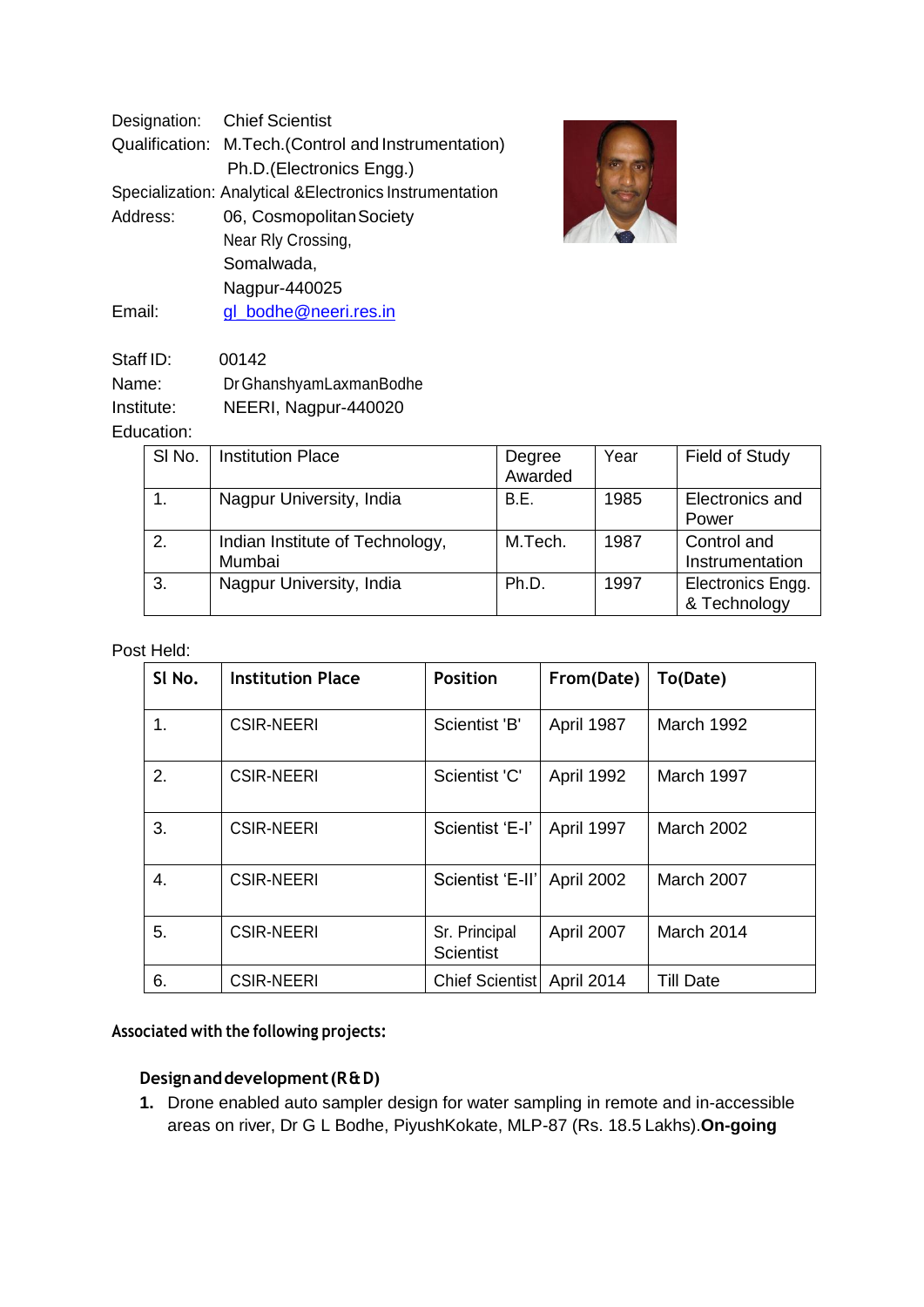Designation: Chief Scientist

Qualification: M.Tech.(Control and Instrumentation)
Ph.D.(Electronics Engg.)

Specialization: Analytical &Electronics Instrumentation

Address: 06, Cosmopolitan Society
Near Rly Crossing,
Somalwada,
Nagpur-440025

Email: gl_bodhe@neeri.res.in

Staff ID: 00142

Name: Dr GhanshyamLaxmanBodhe

Institute: NEERI, Nagpur-440020

Education:

| Sl No. | Institution Place | Degree Awarded | Year | Field of Study |
|---|---|---|---|---|
| 1. | Nagpur University, India | B.E. | 1985 | Electronics and Power |
| 2. | Indian Institute of Technology, Mumbai | M.Tech. | 1987 | Control and Instrumentation |
| 3. | Nagpur University, India | Ph.D. | 1997 | Electronics Engg. & Technology |

Post Held:

| Sl No. | Institution Place | Position | From(Date) | To(Date) |
|---|---|---|---|---|
| 1. | CSIR-NEERI | Scientist 'B' | April 1987 | March 1992 |
| 2. | CSIR-NEERI | Scientist 'C' | April 1992 | March 1997 |
| 3. | CSIR-NEERI | Scientist 'E-I' | April 1997 | March 2002 |
| 4. | CSIR-NEERI | Scientist 'E-II' | April 2002 | March 2007 |
| 5. | CSIR-NEERI | Sr. Principal Scientist | April 2007 | March 2014 |
| 6. | CSIR-NEERI | Chief Scientist | April 2014 | Till Date |

**Associated with the following projects:**

**Design and development (R & D)**

1. Drone enabled auto sampler design for water sampling in remote and in-accessible areas on river, Dr G L Bodhe, PiyushKokate, MLP-87 (Rs. 18.5 Lakhs).**On-going**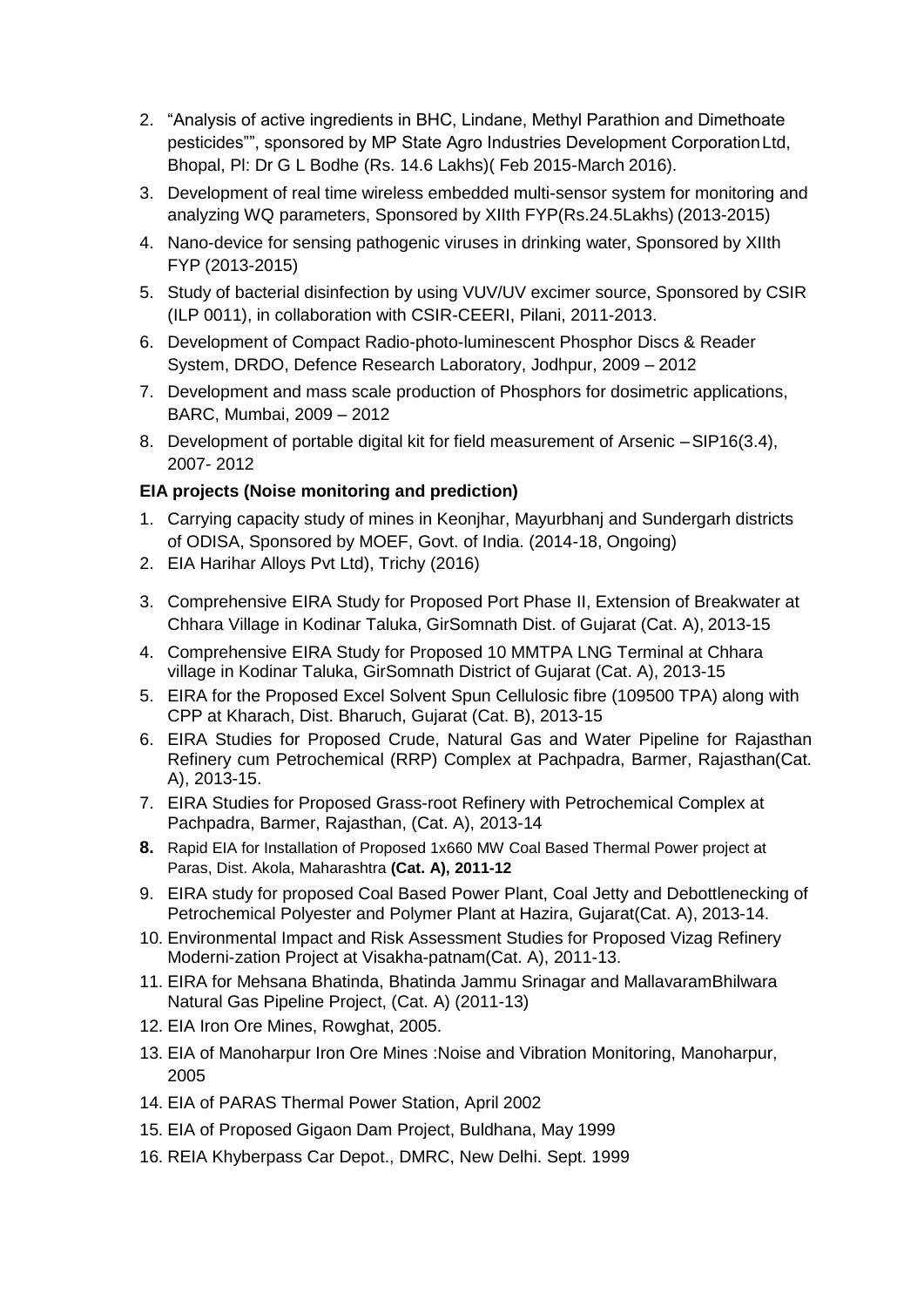2. "Analysis of active ingredients in BHC, Lindane, Methyl Parathion and Dimethoate pesticides"", sponsored by MP State Agro Industries Development Corporation Ltd, Bhopal, Pl: Dr G L Bodhe (Rs. 14.6 Lakhs)( Feb 2015-March 2016).
3. Development of real time wireless embedded multi-sensor system for monitoring and analyzing WQ parameters, Sponsored by XIIth FYP(Rs.24.5Lakhs) (2013-2015)
4. Nano-device for sensing pathogenic viruses in drinking water, Sponsored by XIIth FYP (2013-2015)
5. Study of bacterial disinfection by using VUV/UV excimer source, Sponsored by CSIR (ILP 0011), in collaboration with CSIR-CEERI, Pilani, 2011-2013.
6. Development of Compact Radio-photo-luminescent Phosphor Discs & Reader System, DRDO, Defence Research Laboratory, Jodhpur, 2009 – 2012
7. Development and mass scale production of Phosphors for dosimetric applications, BARC, Mumbai, 2009 – 2012
8. Development of portable digital kit for field measurement of Arsenic – SIP16(3.4), 2007- 2012

**EIA projects (Noise monitoring and prediction)**

1. Carrying capacity study of mines in Keonjhar, Mayurbhanj and Sundergarh districts of ODISA, Sponsored by MOEF, Govt. of India. (2014-18, Ongoing)
2. EIA Harihar Alloys Pvt Ltd), Trichy (2016)
3. Comprehensive EIRA Study for Proposed Port Phase II, Extension of Breakwater at Chhara Village in Kodinar Taluka, GirSomnath Dist. of Gujarat (Cat. A), 2013-15
4. Comprehensive EIRA Study for Proposed 10 MMTPA LNG Terminal at Chhara village in Kodinar Taluka, GirSomnath District of Gujarat (Cat. A), 2013-15
5. EIRA for the Proposed Excel Solvent Spun Cellulosic fibre (109500 TPA) along with CPP at Kharach, Dist. Bharuch, Gujarat (Cat. B), 2013-15
6. EIRA Studies for Proposed Crude, Natural Gas and Water Pipeline for Rajasthan Refinery cum Petrochemical (RRP) Complex at Pachpadra, Barmer, Rajasthan(Cat. A), 2013-15.
7. EIRA Studies for Proposed Grass-root Refinery with Petrochemical Complex at Pachpadra, Barmer, Rajasthan, (Cat. A), 2013-14
8. Rapid EIA for Installation of Proposed 1x660 MW Coal Based Thermal Power project at Paras, Dist. Akola, Maharashtra **(Cat. A), 2011-12**
9. EIRA study for proposed Coal Based Power Plant, Coal Jetty and Debottlenecking of Petrochemical Polyester and Polymer Plant at Hazira, Gujarat(Cat. A), 2013-14.
10. Environmental Impact and Risk Assessment Studies for Proposed Vizag Refinery Moderni-zation Project at Visakha-patnam(Cat. A), 2011-13.
11. EIRA for Mehsana Bhatinda, Bhatinda Jammu Srinagar and MallavaramBhilwara Natural Gas Pipeline Project, (Cat. A) (2011-13)
12. EIA Iron Ore Mines, Rowghat, 2005.
13. EIA of Manoharpur Iron Ore Mines :Noise and Vibration Monitoring, Manoharpur, 2005
14. EIA of PARAS Thermal Power Station, April 2002
15. EIA of Proposed Gigaon Dam Project, Buldhana, May 1999
16. REIA Khyberpass Car Depot., DMRC, New Delhi. Sept. 1999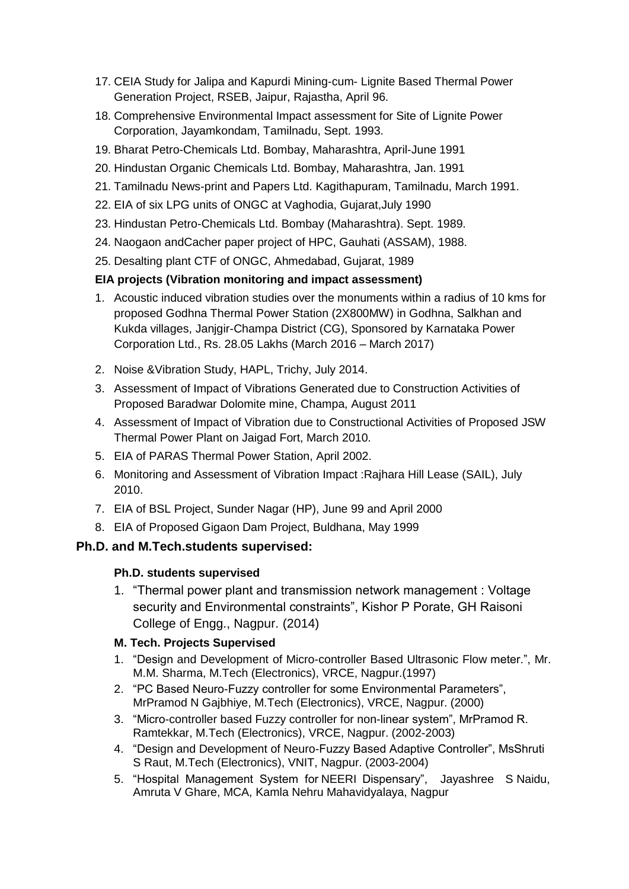17. CEIA Study for Jalipa and Kapurdi Mining-cum- Lignite Based Thermal Power Generation Project, RSEB, Jaipur, Rajastha, April 96.
18. Comprehensive Environmental Impact assessment for Site of Lignite Power Corporation, Jayamkondam, Tamilnadu, Sept. 1993.
19. Bharat Petro-Chemicals Ltd. Bombay, Maharashtra, April-June 1991
20. Hindustan Organic Chemicals Ltd. Bombay, Maharashtra, Jan. 1991
21. Tamilnadu News-print and Papers Ltd. Kagithapuram, Tamilnadu, March 1991.
22. EIA of six LPG units of ONGC at Vaghodia, Gujarat,July 1990
23. Hindustan Petro-Chemicals Ltd. Bombay (Maharashtra). Sept. 1989.
24. Naogaon andCacher paper project of HPC, Gauhati (ASSAM), 1988.
25. Desalting plant CTF of ONGC, Ahmedabad, Gujarat, 1989

**EIA projects (Vibration monitoring and impact assessment)**

1. Acoustic induced vibration studies over the monuments within a radius of 10 kms for proposed Godhna Thermal Power Station (2X800MW) in Godhna, Salkhan and Kukda villages, Janjgir-Champa District (CG), Sponsored by Karnataka Power Corporation Ltd., Rs. 28.05 Lakhs (March 2016 – March 2017)
2. Noise &Vibration Study, HAPL, Trichy, July 2014.
3. Assessment of Impact of Vibrations Generated due to Construction Activities of Proposed Baradwar Dolomite mine, Champa, August 2011
4. Assessment of Impact of Vibration due to Constructional Activities of Proposed JSW Thermal Power Plant on Jaigad Fort, March 2010.
5. EIA of PARAS Thermal Power Station, April 2002.
6. Monitoring and Assessment of Vibration Impact :Rajhara Hill Lease (SAIL), July 2010.
7. EIA of BSL Project, Sunder Nagar (HP), June 99 and April 2000
8. EIA of Proposed Gigaon Dam Project, Buldhana, May 1999

## Ph.D. and M.Tech.students supervised:

**Ph.D. students supervised**

1. "Thermal power plant and transmission network management : Voltage security and Environmental constraints", Kishor P Porate, GH Raisoni College of Engg., Nagpur. (2014)

**M. Tech. Projects Supervised**

1. "Design and Development of Micro-controller Based Ultrasonic Flow meter.", Mr. M.M. Sharma, M.Tech (Electronics), VRCE, Nagpur.(1997)
2. "PC Based Neuro-Fuzzy controller for some Environmental Parameters", MrPramod N Gajbhiye, M.Tech (Electronics), VRCE, Nagpur. (2000)
3. "Micro-controller based Fuzzy controller for non-linear system", MrPramod R. Ramtekkar, M.Tech (Electronics), VRCE, Nagpur. (2002-2003)
4. "Design and Development of Neuro-Fuzzy Based Adaptive Controller", MsShruti S Raut, M.Tech (Electronics), VNIT, Nagpur. (2003-2004)
5. "Hospital Management System for NEERI Dispensary", Jayashree S Naidu, Amruta V Ghare, MCA, Kamla Nehru Mahavidyalaya, Nagpur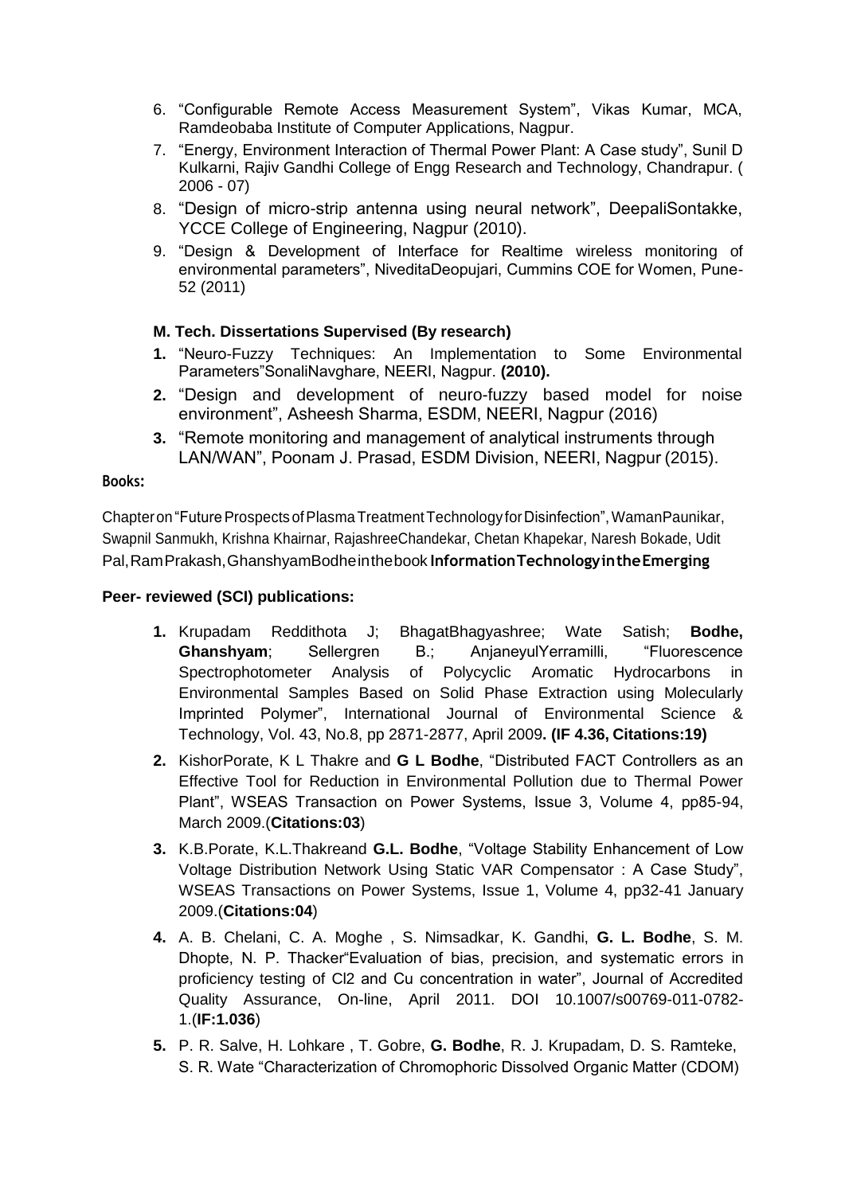6. "Configurable Remote Access Measurement System", Vikas Kumar, MCA, Ramdeobaba Institute of Computer Applications, Nagpur.
7. "Energy, Environment Interaction of Thermal Power Plant: A Case study", Sunil D Kulkarni, Rajiv Gandhi College of Engg Research and Technology, Chandrapur. ( 2006 - 07)
8. "Design of micro-strip antenna using neural network", DeepaliSontakke, YCCE College of Engineering, Nagpur (2010).
9. "Design & Development of Interface for Realtime wireless monitoring of environmental parameters", NiveditaDeopujari, Cummins COE for Women, Pune-52 (2011)

**M. Tech. Dissertations Supervised (By research)**

1. "Neuro-Fuzzy Techniques: An Implementation to Some Environmental Parameters"SonaliNavghare, NEERI, Nagpur. **(2010).**
2. "Design and development of neuro-fuzzy based model for noise environment", Asheesh Sharma, ESDM, NEERI, Nagpur (2016)
3. "Remote monitoring and management of analytical instruments through LAN/WAN", Poonam J. Prasad, ESDM Division, NEERI, Nagpur (2015).

**Books:**

Chapter on "Future Prospects of Plasma Treatment Technology for Disinfection", WamanPaunikar, Swapnil Sanmukh, Krishna Khairnar, RajashreeChandekar, Chetan Khapekar, Naresh Bokade, Udit Pal, RamPrakash, GhanshyamBodhe in the book **Information Technology in the Emerging**

**Peer- reviewed (SCI) publications:**

1. Krupadam Reddithota J; BhagatBhagyashree; Wate Satish; **Bodhe, Ghanshyam**; Sellergren B.; AnjaneyulYerramilli, "Fluorescence Spectrophotometer Analysis of Polycyclic Aromatic Hydrocarbons in Environmental Samples Based on Solid Phase Extraction using Molecularly Imprinted Polymer", International Journal of Environmental Science & Technology, Vol. 43, No.8, pp 2871-2877, April 2009**. (IF 4.36, Citations:19)**
2. KishorPorate, K L Thakre and **G L Bodhe**, "Distributed FACT Controllers as an Effective Tool for Reduction in Environmental Pollution due to Thermal Power Plant", WSEAS Transaction on Power Systems, Issue 3, Volume 4, pp85-94, March 2009.(**Citations:03**)
3. K.B.Porate, K.L.Thakreand **G.L. Bodhe**, "Voltage Stability Enhancement of Low Voltage Distribution Network Using Static VAR Compensator : A Case Study", WSEAS Transactions on Power Systems, Issue 1, Volume 4, pp32-41 January 2009.(**Citations:04**)
4. A. B. Chelani, C. A. Moghe , S. Nimsadkar, K. Gandhi, **G. L. Bodhe**, S. M. Dhopte, N. P. Thacker"Evaluation of bias, precision, and systematic errors in proficiency testing of Cl2 and Cu concentration in water", Journal of Accredited Quality Assurance, On-line, April 2011. DOI 10.1007/s00769-011-0782-1.(**IF:1.036**)
5. P. R. Salve, H. Lohkare , T. Gobre, **G. Bodhe**, R. J. Krupadam, D. S. Ramteke, S. R. Wate "Characterization of Chromophoric Dissolved Organic Matter (CDOM)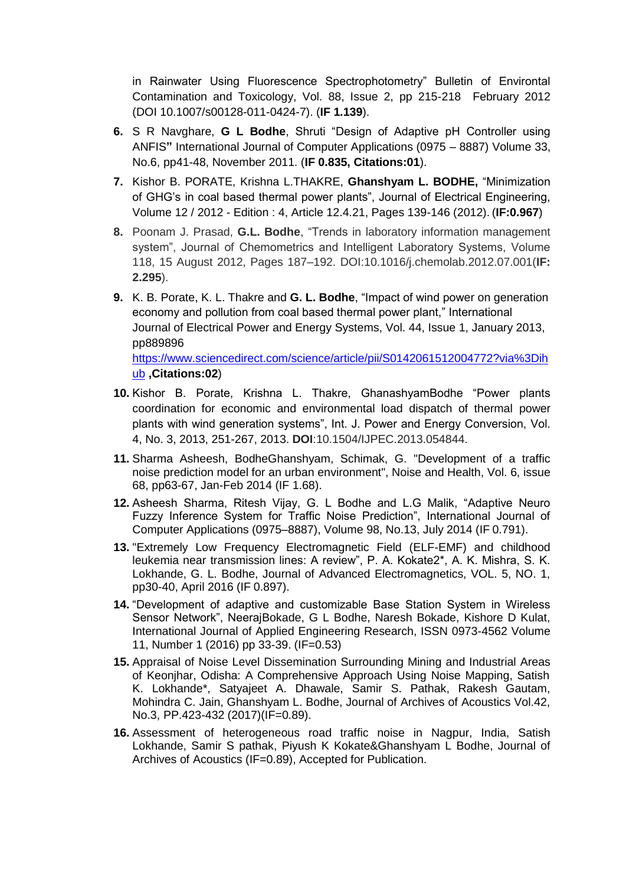in Rainwater Using Fluorescence Spectrophotometry" Bulletin of Environtal Contamination and Toxicology, Vol. 88, Issue 2, pp 215-218 February 2012 (DOI 10.1007/s00128-011-0424-7). (**IF 1.139**).

6. S R Navghare, **G L Bodhe**, Shruti "Design of Adaptive pH Controller using ANFIS**"** International Journal of Computer Applications (0975 – 8887) Volume 33, No.6, pp41-48, November 2011. (**IF 0.835, Citations:01**).
7. Kishor B. PORATE, Krishna L.THAKRE, **Ghanshyam L. BODHE,** "Minimization of GHG's in coal based thermal power plants", Journal of Electrical Engineering, Volume 12 / 2012 - Edition : 4, Article 12.4.21, Pages 139-146 (2012). (**IF:0.967**)
8. Poonam J. Prasad, **G.L. Bodhe**, "Trends in laboratory information management system", Journal of Chemometrics and Intelligent Laboratory Systems, Volume 118, 15 August 2012, Pages 187–192. DOI:10.1016/j.chemolab.2012.07.001(**IF: 2.295**).
9. K. B. Porate, K. L. Thakre and **G. L. Bodhe**, "Impact of wind power on generation economy and pollution from coal based thermal power plant," International Journal of Electrical Power and Energy Systems, Vol. 44, Issue 1, January 2013, pp889896 [https://www.sciencedirect.com/science/article/pii/S0142061512004772?via%3Dihub](https://www.sciencedirect.com/science/article/pii/S0142061512004772?via%3Dihub) **,Citations:02**)
10. Kishor B. Porate, Krishna L. Thakre, GhanashyamBodhe "Power plants coordination for economic and environmental load dispatch of thermal power plants with wind generation systems", Int. J. Power and Energy Conversion, Vol. 4, No. 3, 2013, 251-267, 2013. **DOI**:10.1504/IJPEC.2013.054844.
11. Sharma Asheesh, BodheGhanshyam, Schimak, G. "Development of a traffic noise prediction model for an urban environment", Noise and Health, Vol. 6, issue 68, pp63-67, Jan-Feb 2014 (IF 1.68).
12. Asheesh Sharma, Ritesh Vijay, G. L Bodhe and L.G Malik, "Adaptive Neuro Fuzzy Inference System for Traffic Noise Prediction", International Journal of Computer Applications (0975–8887), Volume 98, No.13, July 2014 (IF 0.791).
13. "Extremely Low Frequency Electromagnetic Field (ELF-EMF) and childhood leukemia near transmission lines: A review", P. A. Kokate2*, A. K. Mishra, S. K. Lokhande, G. L. Bodhe, Journal of Advanced Electromagnetics, VOL. 5, NO. 1, pp30-40, April 2016 (IF 0.897).
14. "Development of adaptive and customizable Base Station System in Wireless Sensor Network", NeerajBokade, G L Bodhe, Naresh Bokade, Kishore D Kulat, International Journal of Applied Engineering Research, ISSN 0973-4562 Volume 11, Number 1 (2016) pp 33-39. (IF=0.53)
15. Appraisal of Noise Level Dissemination Surrounding Mining and Industrial Areas of Keonjhar, Odisha: A Comprehensive Approach Using Noise Mapping, Satish K. Lokhande*, Satyajeet A. Dhawale, Samir S. Pathak, Rakesh Gautam, Mohindra C. Jain, Ghanshyam L. Bodhe, Journal of Archives of Acoustics Vol.42, No.3, PP.423-432 (2017)(IF=0.89).
16. Assessment of heterogeneous road traffic noise in Nagpur, India, Satish Lokhande, Samir S pathak, Piyush K Kokate&Ghanshyam L Bodhe, Journal of Archives of Acoustics (IF=0.89), Accepted for Publication.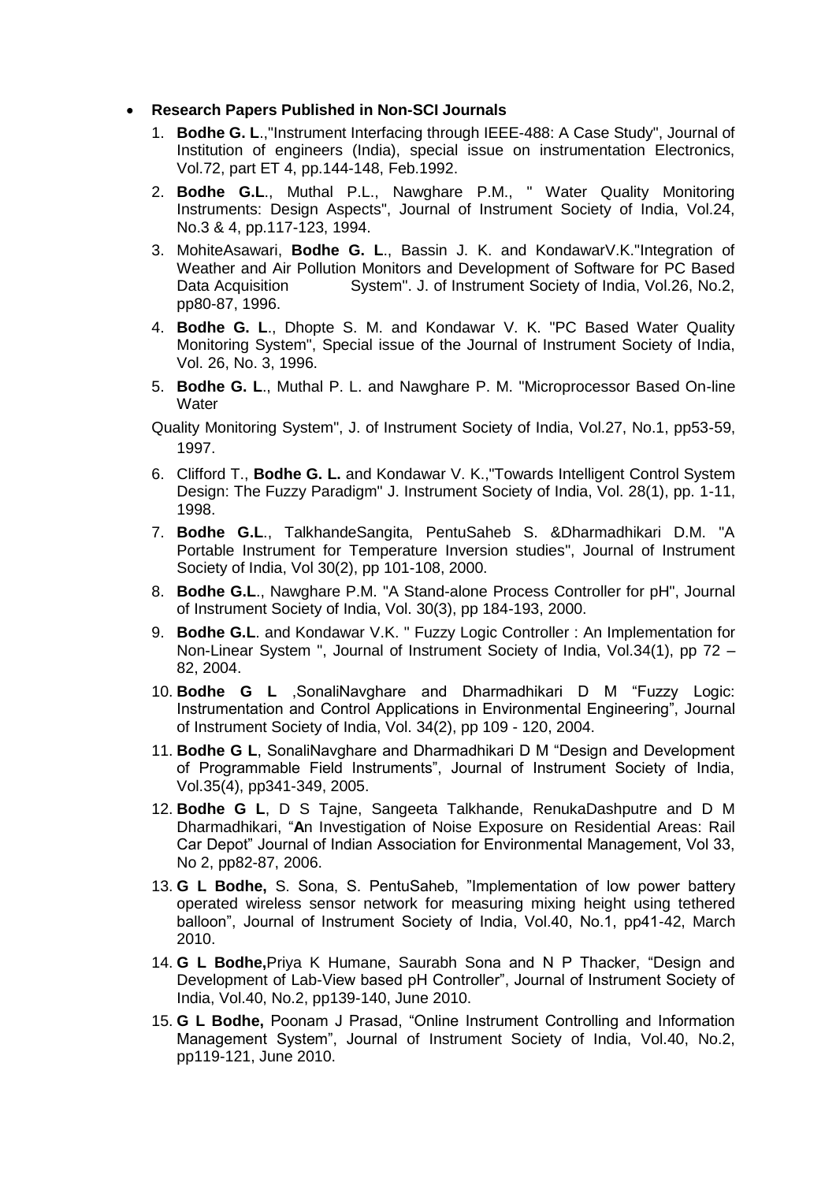- **Research Papers Published in Non-SCI Journals**

  1. **Bodhe G. L**.,"Instrument Interfacing through IEEE-488: A Case Study", Journal of Institution of engineers (India), special issue on instrumentation Electronics, Vol.72, part ET 4, pp.144-148, Feb.1992.
  2. **Bodhe G.L**., Muthal P.L., Nawghare P.M., " Water Quality Monitoring Instruments: Design Aspects", Journal of Instrument Society of India, Vol.24, No.3 & 4, pp.117-123, 1994.
  3. MohiteAsawari, **Bodhe G. L**., Bassin J. K. and KondawarV.K."Integration of Weather and Air Pollution Monitors and Development of Software for PC Based Data Acquisition System". J. of Instrument Society of India, Vol.26, No.2, pp80-87, 1996.
  4. **Bodhe G. L**., Dhopte S. M. and Kondawar V. K. "PC Based Water Quality Monitoring System", Special issue of the Journal of Instrument Society of India, Vol. 26, No. 3, 1996.
  5. **Bodhe G. L**., Muthal P. L. and Nawghare P. M. "Microprocessor Based On-line Water

     Quality Monitoring System", J. of Instrument Society of India, Vol.27, No.1, pp53-59, 1997.
  6. Clifford T., **Bodhe G. L.** and Kondawar V. K.,"Towards Intelligent Control System Design: The Fuzzy Paradigm" J. Instrument Society of India, Vol. 28(1), pp. 1-11, 1998.
  7. **Bodhe G.L**., TalkhandeSangita, PentuSaheb S. &Dharmadhikari D.M. "A Portable Instrument for Temperature Inversion studies", Journal of Instrument Society of India, Vol 30(2), pp 101-108, 2000.
  8. **Bodhe G.L**., Nawghare P.M. "A Stand-alone Process Controller for pH", Journal of Instrument Society of India, Vol. 30(3), pp 184-193, 2000.
  9. **Bodhe G.L**. and Kondawar V.K. " Fuzzy Logic Controller : An Implementation for Non-Linear System ", Journal of Instrument Society of India, Vol.34(1), pp 72 – 82, 2004.
  10. **Bodhe G L** ,SonaliNavghare and Dharmadhikari D M "Fuzzy Logic: Instrumentation and Control Applications in Environmental Engineering", Journal of Instrument Society of India, Vol. 34(2), pp 109 - 120, 2004.
  11. **Bodhe G L**, SonaliNavghare and Dharmadhikari D M "Design and Development of Programmable Field Instruments", Journal of Instrument Society of India, Vol.35(4), pp341-349, 2005.
  12. **Bodhe G L**, D S Tajne, Sangeeta Talkhande, RenukaDashputre and D M Dharmadhikari, "**A**n Investigation of Noise Exposure on Residential Areas: Rail Car Depot" Journal of Indian Association for Environmental Management, Vol 33, No 2, pp82-87, 2006.
  13. **G L Bodhe,** S. Sona, S. PentuSaheb, "Implementation of low power battery operated wireless sensor network for measuring mixing height using tethered balloon", Journal of Instrument Society of India, Vol.40, No.1, pp41-42, March 2010.
  14. **G L Bodhe,**Priya K Humane, Saurabh Sona and N P Thacker, "Design and Development of Lab-View based pH Controller", Journal of Instrument Society of India, Vol.40, No.2, pp139-140, June 2010.
  15. **G L Bodhe,** Poonam J Prasad, "Online Instrument Controlling and Information Management System", Journal of Instrument Society of India, Vol.40, No.2, pp119-121, June 2010.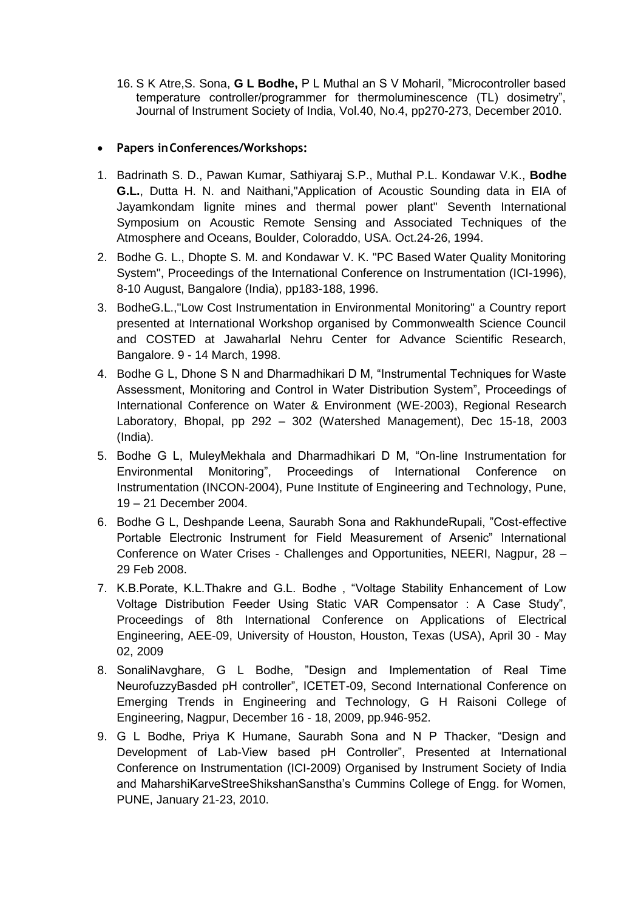16. S K Atre,S. Sona, **G L Bodhe,** P L Muthal an S V Moharil, "Microcontroller based temperature controller/programmer for thermoluminescence (TL) dosimetry", Journal of Instrument Society of India, Vol.40, No.4, pp270-273, December 2010.

- **Papers inConferences/Workshops:**

1. Badrinath S. D., Pawan Kumar, Sathiyaraj S.P., Muthal P.L. Kondawar V.K., **Bodhe G.L.**, Dutta H. N. and Naithani,"Application of Acoustic Sounding data in EIA of Jayamkondam lignite mines and thermal power plant" Seventh International Symposium on Acoustic Remote Sensing and Associated Techniques of the Atmosphere and Oceans, Boulder, Coloraddo, USA. Oct.24-26, 1994.
2. Bodhe G. L., Dhopte S. M. and Kondawar V. K. "PC Based Water Quality Monitoring System", Proceedings of the International Conference on Instrumentation (ICI-1996), 8-10 August, Bangalore (India), pp183-188, 1996.
3. BodheG.L.,"Low Cost Instrumentation in Environmental Monitoring" a Country report presented at International Workshop organised by Commonwealth Science Council and COSTED at Jawaharlal Nehru Center for Advance Scientific Research, Bangalore. 9 - 14 March, 1998.
4. Bodhe G L, Dhone S N and Dharmadhikari D M, "Instrumental Techniques for Waste Assessment, Monitoring and Control in Water Distribution System", Proceedings of International Conference on Water & Environment (WE-2003), Regional Research Laboratory, Bhopal, pp 292 – 302 (Watershed Management), Dec 15-18, 2003 (India).
5. Bodhe G L, MuleyMekhala and Dharmadhikari D M, "On-line Instrumentation for Environmental Monitoring", Proceedings of International Conference on Instrumentation (INCON-2004), Pune Institute of Engineering and Technology, Pune, 19 – 21 December 2004.
6. Bodhe G L, Deshpande Leena, Saurabh Sona and RakhundeRupali, "Cost-effective Portable Electronic Instrument for Field Measurement of Arsenic" International Conference on Water Crises - Challenges and Opportunities, NEERI, Nagpur, 28 – 29 Feb 2008.
7. K.B.Porate, K.L.Thakre and G.L. Bodhe , "Voltage Stability Enhancement of Low Voltage Distribution Feeder Using Static VAR Compensator : A Case Study", Proceedings of 8th International Conference on Applications of Electrical Engineering, AEE-09, University of Houston, Houston, Texas (USA), April 30 - May 02, 2009
8. SonaliNavghare, G L Bodhe, "Design and Implementation of Real Time NeurofuzzyBasded pH controller", ICETET-09, Second International Conference on Emerging Trends in Engineering and Technology, G H Raisoni College of Engineering, Nagpur, December 16 - 18, 2009, pp.946-952.
9. G L Bodhe, Priya K Humane, Saurabh Sona and N P Thacker, "Design and Development of Lab-View based pH Controller", Presented at International Conference on Instrumentation (ICI-2009) Organised by Instrument Society of India and MaharshiKarveStreeShikshanSanstha's Cummins College of Engg. for Women, PUNE, January 21-23, 2010.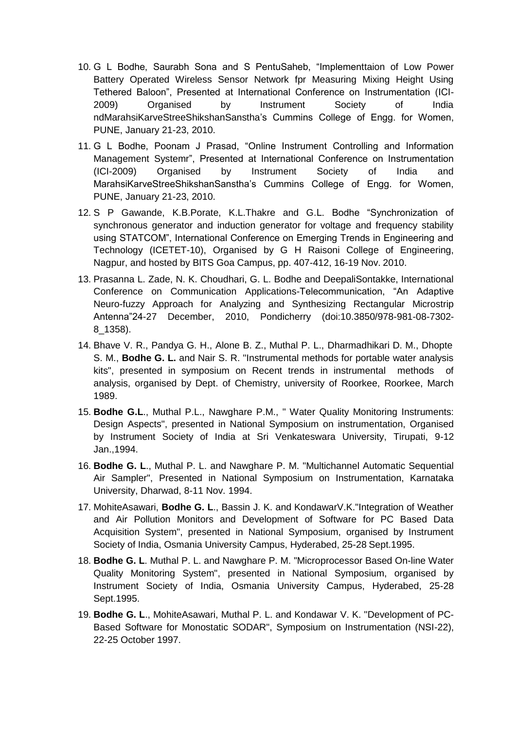10. G L Bodhe, Saurabh Sona and S PentuSaheb, “Implementtaion of Low Power Battery Operated Wireless Sensor Network fpr Measuring Mixing Height Using Tethered Baloon”, Presented at International Conference on Instrumentation (ICI-2009) Organised by Instrument Society of India ndMarahsiKarveStreeShikshanSanstha’s Cummins College of Engg. for Women, PUNE, January 21-23, 2010.

11. G L Bodhe, Poonam J Prasad, “Online Instrument Controlling and Information Management Systemr”, Presented at International Conference on Instrumentation (ICI-2009) Organised by Instrument Society of India and MarahsiKarveStreeShikshanSanstha’s Cummins College of Engg. for Women, PUNE, January 21-23, 2010.

12. S P Gawande, K.B.Porate, K.L.Thakre and G.L. Bodhe “Synchronization of synchronous generator and induction generator for voltage and frequency stability using STATCOM”, International Conference on Emerging Trends in Engineering and Technology (ICETET-10), Organised by G H Raisoni College of Engineering, Nagpur, and hosted by BITS Goa Campus, pp. 407-412, 16-19 Nov. 2010.

13. Prasanna L. Zade, N. K. Choudhari, G. L. Bodhe and DeepaliSontakke, International Conference on Communication Applications-Telecommunication, “An Adaptive Neuro-fuzzy Approach for Analyzing and Synthesizing Rectangular Microstrip Antenna”24-27 December, 2010, Pondicherry (doi:10.3850/978-981-08-7302-8_1358).

14. Bhave V. R., Pandya G. H., Alone B. Z., Muthal P. L., Dharmadhikari D. M., Dhopte S. M., **Bodhe G. L.** and Nair S. R. "Instrumental methods for portable water analysis kits", presented in symposium on Recent trends in instrumental methods of analysis, organised by Dept. of Chemistry, university of Roorkee, Roorkee, March 1989.

15. **Bodhe G.L**., Muthal P.L., Nawghare P.M., " Water Quality Monitoring Instruments: Design Aspects", presented in National Symposium on instrumentation, Organised by Instrument Society of India at Sri Venkateswara University, Tirupati, 9-12 Jan.,1994.

16. **Bodhe G. L**., Muthal P. L. and Nawghare P. M. "Multichannel Automatic Sequential Air Sampler", Presented in National Symposium on Instrumentation, Karnataka University, Dharwad, 8-11 Nov. 1994.

17. MohiteAsawari, **Bodhe G. L**., Bassin J. K. and KondawarV.K."Integration of Weather and Air Pollution Monitors and Development of Software for PC Based Data Acquisition System", presented in National Symposium, organised by Instrument Society of India, Osmania University Campus, Hyderabed, 25-28 Sept.1995.

18. **Bodhe G. L**. Muthal P. L. and Nawghare P. M. "Microprocessor Based On-line Water Quality Monitoring System", presented in National Symposium, organised by Instrument Society of India, Osmania University Campus, Hyderabed, 25-28 Sept.1995.

19. **Bodhe G. L**., MohiteAsawari, Muthal P. L. and Kondawar V. K. "Development of PC-Based Software for Monostatic SODAR", Symposium on Instrumentation (NSI-22), 22-25 October 1997.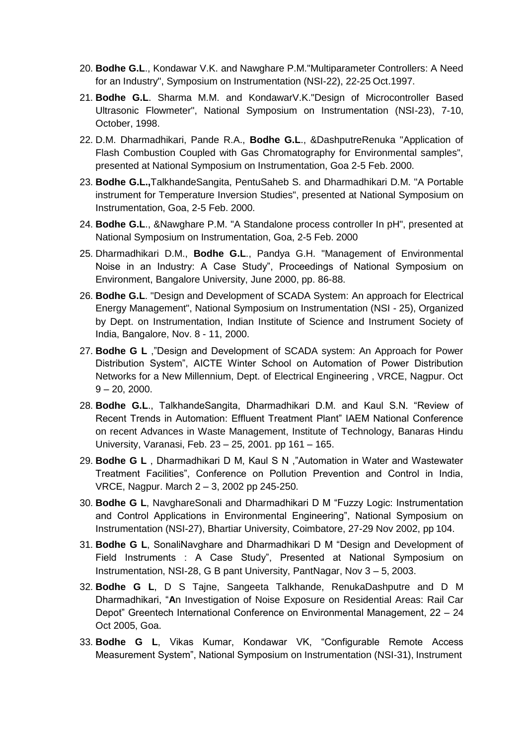20. **Bodhe G.L**., Kondawar V.K. and Nawghare P.M."Multiparameter Controllers: A Need for an Industry", Symposium on Instrumentation (NSI-22), 22-25 Oct.1997.
21. **Bodhe G.L**. Sharma M.M. and KondawarV.K."Design of Microcontroller Based Ultrasonic Flowmeter", National Symposium on Instrumentation (NSI-23), 7-10, October, 1998.
22. D.M. Dharmadhikari, Pande R.A., **Bodhe G.L**., &DashputreRenuka "Application of Flash Combustion Coupled with Gas Chromatography for Environmental samples", presented at National Symposium on Instrumentation, Goa 2-5 Feb. 2000.
23. **Bodhe G.L.,**TalkhandeSangita, PentuSaheb S. and Dharmadhikari D.M. "A Portable instrument for Temperature Inversion Studies", presented at National Symposium on Instrumentation, Goa, 2-5 Feb. 2000.
24. **Bodhe G.L**., &Nawghare P.M. "A Standalone process controller In pH", presented at National Symposium on Instrumentation, Goa, 2-5 Feb. 2000
25. Dharmadhikari D.M., **Bodhe G.L**., Pandya G.H. "Management of Environmental Noise in an Industry: A Case Study", Proceedings of National Symposium on Environment, Bangalore University, June 2000, pp. 86-88.
26. **Bodhe G.L**. "Design and Development of SCADA System: An approach for Electrical Energy Management", National Symposium on Instrumentation (NSI - 25), Organized by Dept. on Instrumentation, Indian Institute of Science and Instrument Society of India, Bangalore, Nov. 8 - 11, 2000.
27. **Bodhe G L** ,"Design and Development of SCADA system: An Approach for Power Distribution System", AICTE Winter School on Automation of Power Distribution Networks for a New Millennium, Dept. of Electrical Engineering , VRCE, Nagpur. Oct 9 – 20, 2000.
28. **Bodhe G.L**., TalkhandeSangita, Dharmadhikari D.M. and Kaul S.N. "Review of Recent Trends in Automation: Effluent Treatment Plant" IAEM National Conference on recent Advances in Waste Management, Institute of Technology, Banaras Hindu University, Varanasi, Feb. 23 – 25, 2001. pp 161 – 165.
29. **Bodhe G L** , Dharmadhikari D M, Kaul S N ,"Automation in Water and Wastewater Treatment Facilities", Conference on Pollution Prevention and Control in India, VRCE, Nagpur. March 2 – 3, 2002 pp 245-250.
30. **Bodhe G L**, NavghareSonali and Dharmadhikari D M "Fuzzy Logic: Instrumentation and Control Applications in Environmental Engineering", National Symposium on Instrumentation (NSI-27), Bhartiar University, Coimbatore, 27-29 Nov 2002, pp 104.
31. **Bodhe G L**, SonaliNavghare and Dharmadhikari D M "Design and Development of Field Instruments : A Case Study", Presented at National Symposium on Instrumentation, NSI-28, G B pant University, PantNagar, Nov 3 – 5, 2003.
32. **Bodhe G L**, D S Tajne, Sangeeta Talkhande, RenukaDashputre and D M Dharmadhikari, "**A**n Investigation of Noise Exposure on Residential Areas: Rail Car Depot" Greentech International Conference on Environmental Management, 22 – 24 Oct 2005, Goa.
33. **Bodhe G L**, Vikas Kumar, Kondawar VK, "Configurable Remote Access Measurement System", National Symposium on Instrumentation (NSI-31), Instrument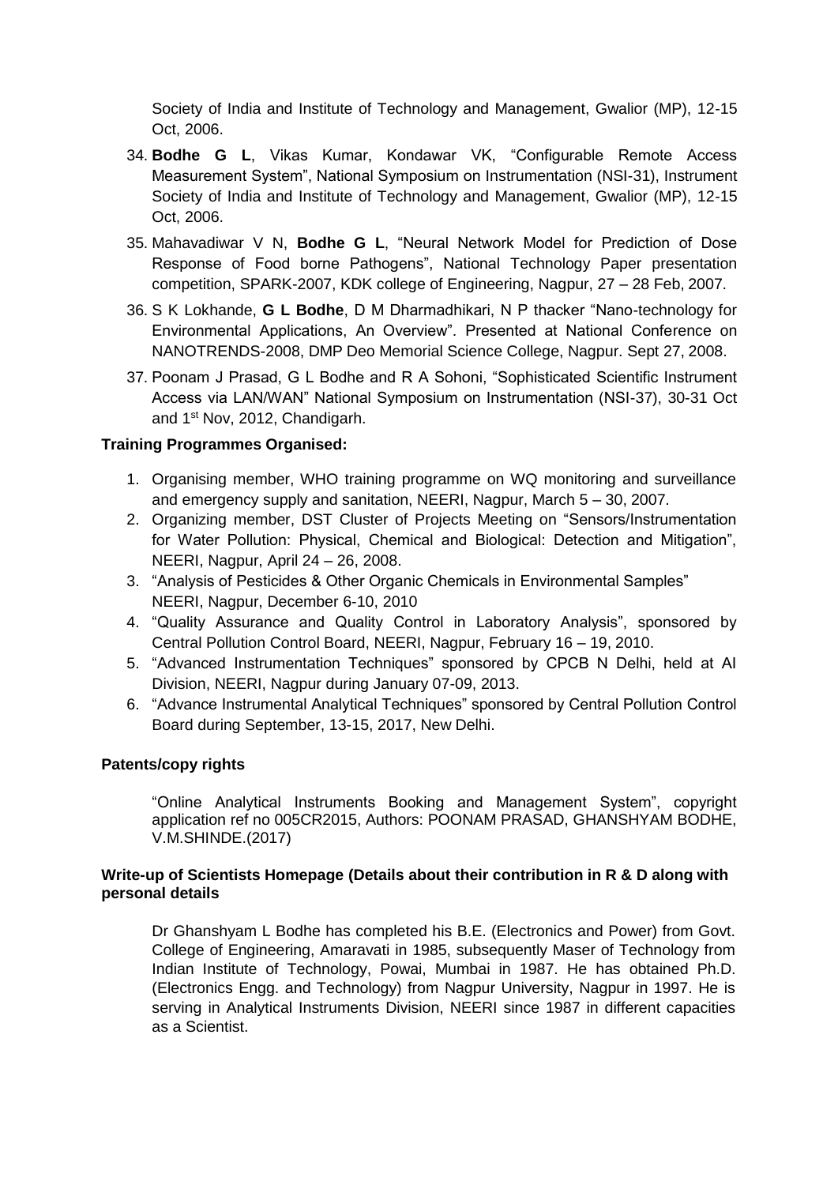Society of India and Institute of Technology and Management, Gwalior (MP), 12-15 Oct, 2006.

34. **Bodhe G L**, Vikas Kumar, Kondawar VK, "Configurable Remote Access Measurement System", National Symposium on Instrumentation (NSI-31), Instrument Society of India and Institute of Technology and Management, Gwalior (MP), 12-15 Oct, 2006.
35. Mahavadiwar V N, **Bodhe G L**, "Neural Network Model for Prediction of Dose Response of Food borne Pathogens", National Technology Paper presentation competition, SPARK-2007, KDK college of Engineering, Nagpur, 27 – 28 Feb, 2007.
36. S K Lokhande, **G L Bodhe**, D M Dharmadhikari, N P thacker "Nano-technology for Environmental Applications, An Overview". Presented at National Conference on NANOTRENDS-2008, DMP Deo Memorial Science College, Nagpur. Sept 27, 2008.
37. Poonam J Prasad, G L Bodhe and R A Sohoni, "Sophisticated Scientific Instrument Access via LAN/WAN" National Symposium on Instrumentation (NSI-37), 30-31 Oct and 1st Nov, 2012, Chandigarh.

**Training Programmes Organised:**

1. Organising member, WHO training programme on WQ monitoring and surveillance and emergency supply and sanitation, NEERI, Nagpur, March 5 – 30, 2007.
2. Organizing member, DST Cluster of Projects Meeting on "Sensors/Instrumentation for Water Pollution: Physical, Chemical and Biological: Detection and Mitigation", NEERI, Nagpur, April 24 – 26, 2008.
3. "Analysis of Pesticides & Other Organic Chemicals in Environmental Samples" NEERI, Nagpur, December 6-10, 2010
4. "Quality Assurance and Quality Control in Laboratory Analysis", sponsored by Central Pollution Control Board, NEERI, Nagpur, February 16 – 19, 2010.
5. "Advanced Instrumentation Techniques" sponsored by CPCB N Delhi, held at AI Division, NEERI, Nagpur during January 07-09, 2013.
6. "Advance Instrumental Analytical Techniques" sponsored by Central Pollution Control Board during September, 13-15, 2017, New Delhi.

**Patents/copy rights**

"Online Analytical Instruments Booking and Management System", copyright application ref no 005CR2015, Authors: POONAM PRASAD, GHANSHYAM BODHE, V.M.SHINDE.(2017)

**Write-up of Scientists Homepage (Details about their contribution in R & D along with personal details**

Dr Ghanshyam L Bodhe has completed his B.E. (Electronics and Power) from Govt. College of Engineering, Amaravati in 1985, subsequently Maser of Technology from Indian Institute of Technology, Powai, Mumbai in 1987. He has obtained Ph.D. (Electronics Engg. and Technology) from Nagpur University, Nagpur in 1997. He is serving in Analytical Instruments Division, NEERI since 1987 in different capacities as a Scientist.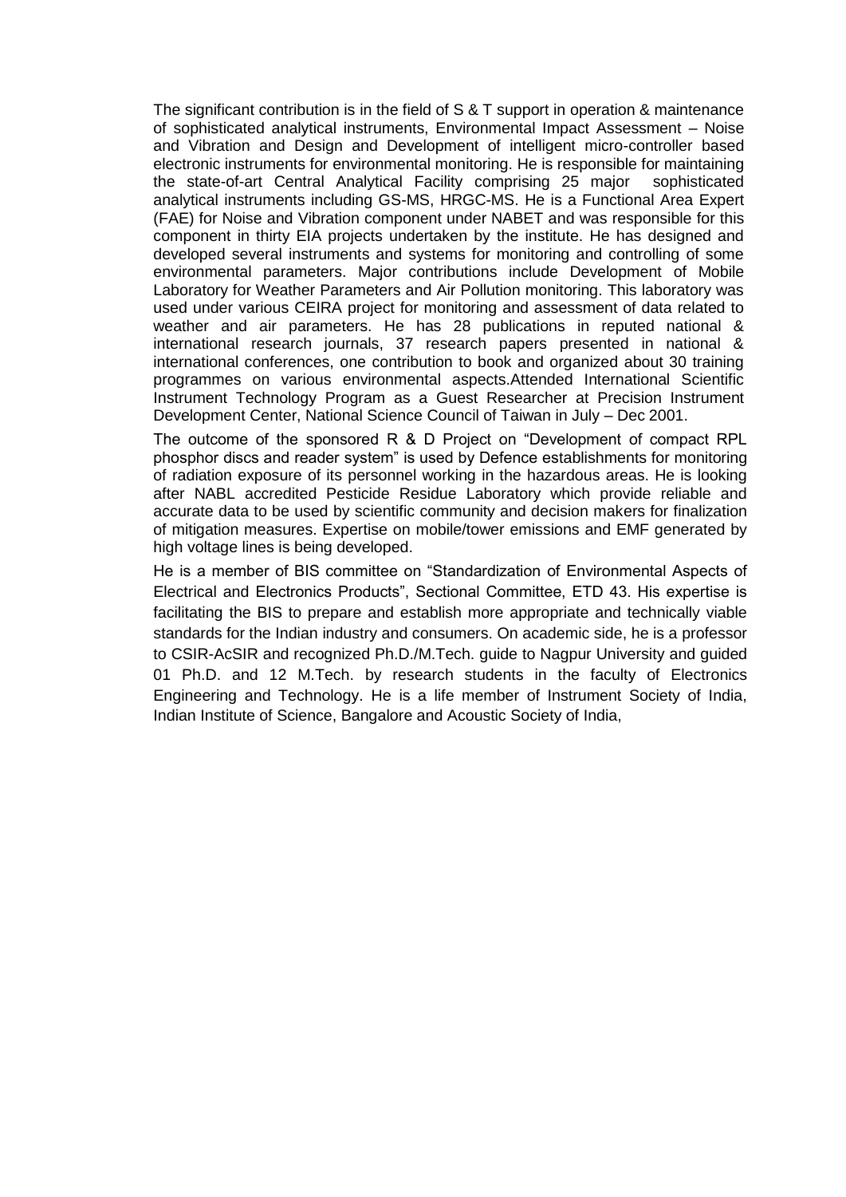The significant contribution is in the field of S & T support in operation & maintenance of sophisticated analytical instruments, Environmental Impact Assessment – Noise and Vibration and Design and Development of intelligent micro-controller based electronic instruments for environmental monitoring. He is responsible for maintaining the state-of-art Central Analytical Facility comprising 25 major sophisticated analytical instruments including GS-MS, HRGC-MS. He is a Functional Area Expert (FAE) for Noise and Vibration component under NABET and was responsible for this component in thirty EIA projects undertaken by the institute. He has designed and developed several instruments and systems for monitoring and controlling of some environmental parameters. Major contributions include Development of Mobile Laboratory for Weather Parameters and Air Pollution monitoring. This laboratory was used under various CEIRA project for monitoring and assessment of data related to weather and air parameters. He has 28 publications in reputed national & international research journals, 37 research papers presented in national & international conferences, one contribution to book and organized about 30 training programmes on various environmental aspects.Attended International Scientific Instrument Technology Program as a Guest Researcher at Precision Instrument Development Center, National Science Council of Taiwan in July – Dec 2001.

The outcome of the sponsored R & D Project on "Development of compact RPL phosphor discs and reader system" is used by Defence establishments for monitoring of radiation exposure of its personnel working in the hazardous areas. He is looking after NABL accredited Pesticide Residue Laboratory which provide reliable and accurate data to be used by scientific community and decision makers for finalization of mitigation measures. Expertise on mobile/tower emissions and EMF generated by high voltage lines is being developed.

He is a member of BIS committee on "Standardization of Environmental Aspects of Electrical and Electronics Products", Sectional Committee, ETD 43. His expertise is facilitating the BIS to prepare and establish more appropriate and technically viable standards for the Indian industry and consumers. On academic side, he is a professor to CSIR-AcSIR and recognized Ph.D./M.Tech. guide to Nagpur University and guided 01 Ph.D. and 12 M.Tech. by research students in the faculty of Electronics Engineering and Technology. He is a life member of Instrument Society of India, Indian Institute of Science, Bangalore and Acoustic Society of India,